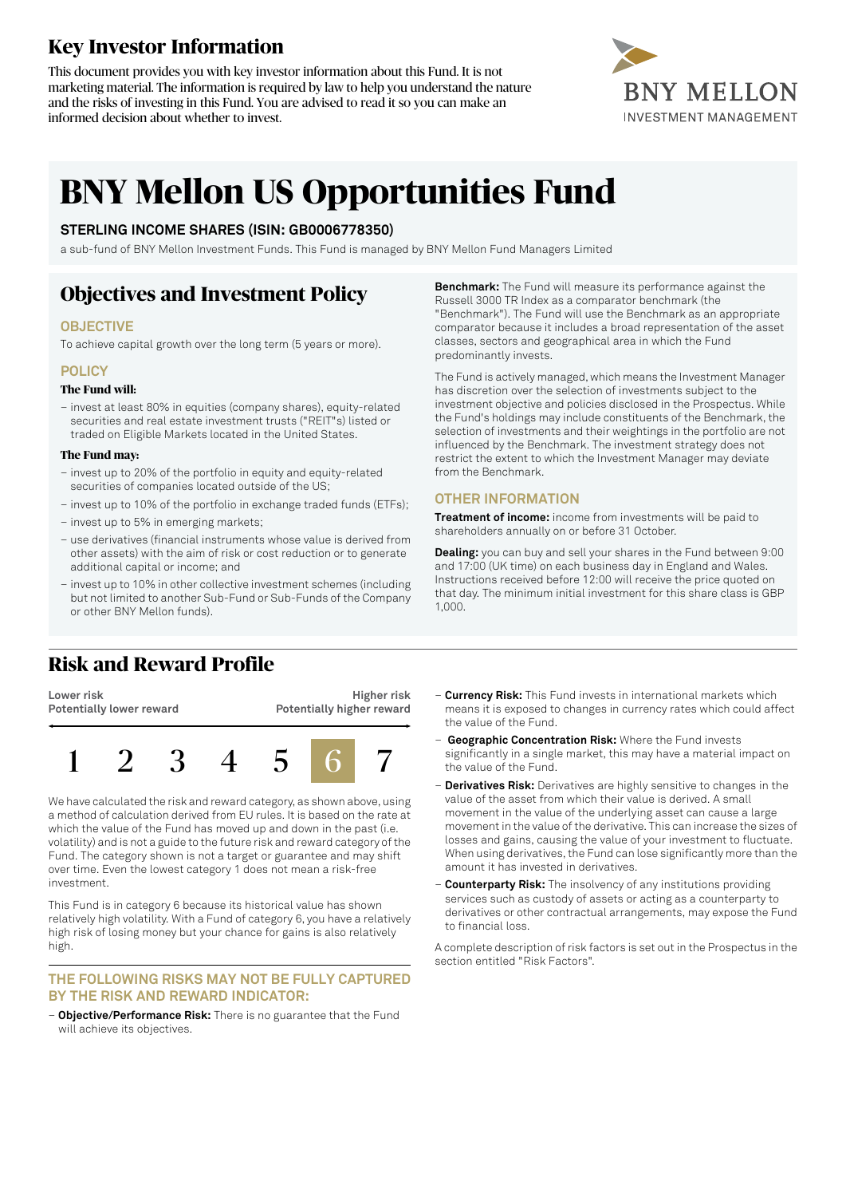# Key Investor Information

This document provides you with key investor information about this Fund. It is not marketing material. The information is required by law to help you understand the nature and the risks of investing in this Fund. You are advised to read it so you can make an informed decision about whether to invest.

BNY MELLON
INVESTMENT MANAGEMENT

# BNY Mellon US Opportunities Fund

### STERLING INCOME SHARES (ISIN: GB0006778350)

a sub-fund of BNY Mellon Investment Funds. This Fund is managed by BNY Mellon Fund Managers Limited

## Objectives and Investment Policy

### OBJECTIVE

To achieve capital growth over the long term (5 years or more).

### POLICY

**The Fund will:**

– invest at least 80% in equities (company shares), equity-related securities and real estate investment trusts ("REIT"s) listed or traded on Eligible Markets located in the United States.

**The Fund may:**

– invest up to 20% of the portfolio in equity and equity-related securities of companies located outside of the US;
– invest up to 10% of the portfolio in exchange traded funds (ETFs);
– invest up to 5% in emerging markets;
– use derivatives (financial instruments whose value is derived from other assets) with the aim of risk or cost reduction or to generate additional capital or income; and
– invest up to 10% in other collective investment schemes (including but not limited to another Sub-Fund or Sub-Funds of the Company or other BNY Mellon funds).

**Benchmark:** The Fund will measure its performance against the Russell 3000 TR Index as a comparator benchmark (the "Benchmark"). The Fund will use the Benchmark as an appropriate comparator because it includes a broad representation of the asset classes, sectors and geographical area in which the Fund predominantly invests.

The Fund is actively managed, which means the Investment Manager has discretion over the selection of investments subject to the investment objective and policies disclosed in the Prospectus. While the Fund's holdings may include constituents of the Benchmark, the selection of investments and their weightings in the portfolio are not influenced by the Benchmark. The investment strategy does not restrict the extent to which the Investment Manager may deviate from the Benchmark.

### OTHER INFORMATION

**Treatment of income:** income from investments will be paid to shareholders annually on or before 31 October.

**Dealing:** you can buy and sell your shares in the Fund between 9:00 and 17:00 (UK time) on each business day in England and Wales. Instructions received before 12:00 will receive the price quoted on that day. The minimum initial investment for this share class is GBP 1,000.

## Risk and Reward Profile

| Lower risk<br>Potentially lower reward | | | | | | Higher risk<br>Potentially higher reward |
|---|---|---|---|---|---|---|
| 1 | 2 | 3 | 4 | 5 | **6** | 7 |

We have calculated the risk and reward category, as shown above, using a method of calculation derived from EU rules. It is based on the rate at which the value of the Fund has moved up and down in the past (i.e. volatility) and is not a guide to the future risk and reward category of the Fund. The category shown is not a target or guarantee and may shift over time. Even the lowest category 1 does not mean a risk-free investment.

This Fund is in category 6 because its historical value has shown relatively high volatility. With a Fund of category 6, you have a relatively high risk of losing money but your chance for gains is also relatively high.

### THE FOLLOWING RISKS MAY NOT BE FULLY CAPTURED BY THE RISK AND REWARD INDICATOR:

– **Objective/Performance Risk:** There is no guarantee that the Fund will achieve its objectives.
– **Currency Risk:** This Fund invests in international markets which means it is exposed to changes in currency rates which could affect the value of the Fund.
– **Geographic Concentration Risk:** Where the Fund invests significantly in a single market, this may have a material impact on the value of the Fund.
– **Derivatives Risk:** Derivatives are highly sensitive to changes in the value of the asset from which their value is derived. A small movement in the value of the underlying asset can cause a large movement in the value of the derivative. This can increase the sizes of losses and gains, causing the value of your investment to fluctuate. When using derivatives, the Fund can lose significantly more than the amount it has invested in derivatives.
– **Counterparty Risk:** The insolvency of any institutions providing services such as custody of assets or acting as a counterparty to derivatives or other contractual arrangements, may expose the Fund to financial loss.

A complete description of risk factors is set out in the Prospectus in the section entitled "Risk Factors".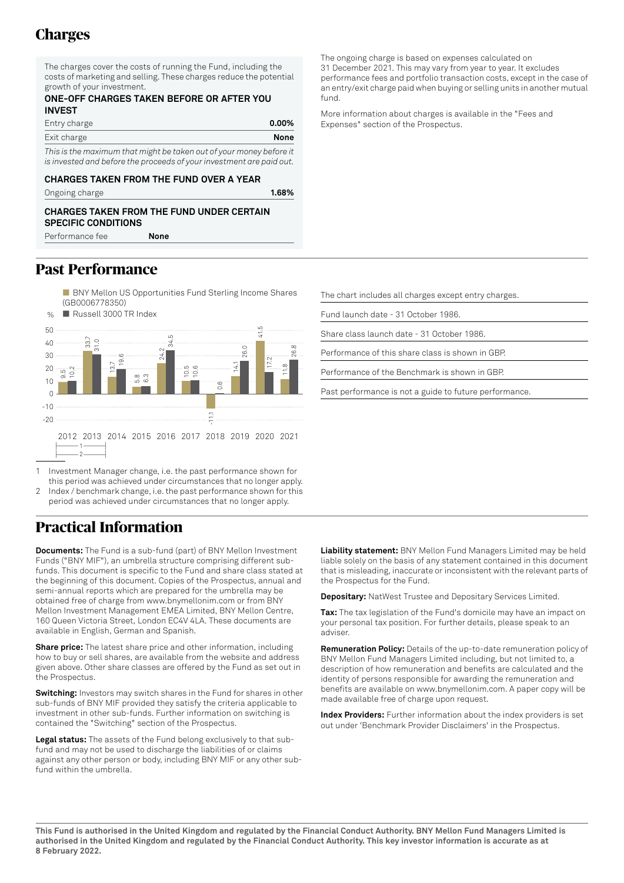## Charges

The charges cover the costs of running the Fund, including the costs of marketing and selling. These charges reduce the potential growth of your investment.

**ONE-OFF CHARGES TAKEN BEFORE OR AFTER YOU INVEST**

| | |
|---|---|
| Entry charge | **0.00%** |
| Exit charge | **None** |

*This is the maximum that might be taken out of your money before it is invested and before the proceeds of your investment are paid out.*

**CHARGES TAKEN FROM THE FUND OVER A YEAR**

| | |
|---|---|
| Ongoing charge | **1.68%** |

**CHARGES TAKEN FROM THE FUND UNDER CERTAIN SPECIFIC CONDITIONS**

| | |
|---|---|
| Performance fee | **None** |

The ongoing charge is based on expenses calculated on 31 December 2021. This may vary from year to year. It excludes performance fees and portfolio transaction costs, except in the case of an entry/exit charge paid when buying or selling units in another mutual fund.

More information about charges is available in the "Fees and Expenses" section of the Prospectus.

## Past Performance

BNY Mellon US Opportunities Fund Sterling Income Shares (GB0006778350)
Russell 3000 TR Index

%
50
40
30
20
10
0
-10
-20

9.5 10.2
33.7 31.0
13.7 19.6
5.8 6.3
24.2 34.5
10.5 10.6
-11.1 0.6
14.1 26.0
41.5 17.2
11.8 26.8

2012 2013 2014 2015 2016 2017 2018 2019 2020 2021

1
2

1 Investment Manager change, i.e. the past performance shown for this period was achieved under circumstances that no longer apply.
2 Index / benchmark change, i.e. the past performance shown for this period was achieved under circumstances that no longer apply.

The chart includes all charges except entry charges.

Fund launch date - 31 October 1986.

Share class launch date - 31 October 1986.

Performance of this share class is shown in GBP.

Performance of the Benchmark is shown in GBP.

Past performance is not a guide to future performance.

## Practical Information

**Documents:** The Fund is a sub-fund (part) of BNY Mellon Investment Funds ("BNY MIF"), an umbrella structure comprising different sub-funds. This document is specific to the Fund and share class stated at the beginning of this document. Copies of the Prospectus, annual and semi-annual reports which are prepared for the umbrella may be obtained free of charge from www.bnymellonim.com or from BNY Mellon Investment Management EMEA Limited, BNY Mellon Centre, 160 Queen Victoria Street, London EC4V 4LA. These documents are available in English, German and Spanish.

**Share price:** The latest share price and other information, including how to buy or sell shares, are available from the website and address given above. Other share classes are offered by the Fund as set out in the Prospectus.

**Switching:** Investors may switch shares in the Fund for shares in other sub-funds of BNY MIF provided they satisfy the criteria applicable to investment in other sub-funds. Further information on switching is contained the "Switching" section of the Prospectus.

**Legal status:** The assets of the Fund belong exclusively to that sub-fund and may not be used to discharge the liabilities of or claims against any other person or body, including BNY MIF or any other sub-fund within the umbrella.

**Liability statement:** BNY Mellon Fund Managers Limited may be held liable solely on the basis of any statement contained in this document that is misleading, inaccurate or inconsistent with the relevant parts of the Prospectus for the Fund.

**Depositary:** NatWest Trustee and Depositary Services Limited.

**Tax:** The tax legislation of the Fund's domicile may have an impact on your personal tax position. For further details, please speak to an adviser.

**Remuneration Policy:** Details of the up-to-date remuneration policy of BNY Mellon Fund Managers Limited including, but not limited to, a description of how remuneration and benefits are calculated and the identity of persons responsible for awarding the remuneration and benefits are available on www.bnymellonim.com. A paper copy will be made available free of charge upon request.

**Index Providers:** Further information about the index providers is set out under 'Benchmark Provider Disclaimers' in the Prospectus.

**This Fund is authorised in the United Kingdom and regulated by the Financial Conduct Authority. BNY Mellon Fund Managers Limited is authorised in the United Kingdom and regulated by the Financial Conduct Authority. This key investor information is accurate as at 8 February 2022.**